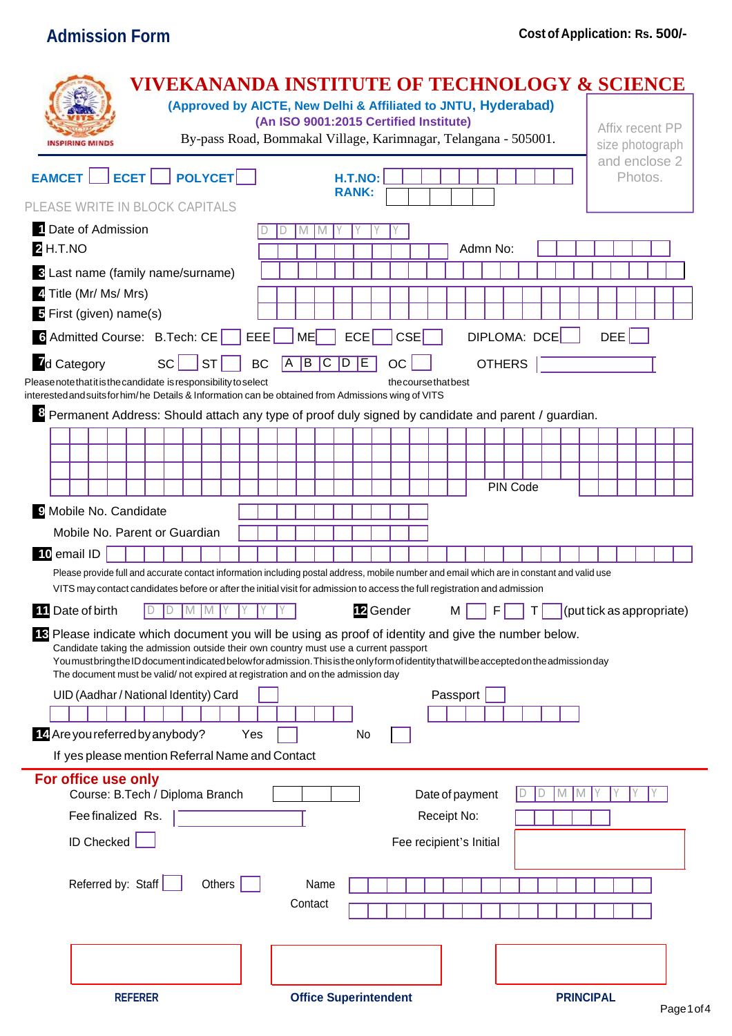# Admission Form

**Cost of Application: Rs. 500/-**

INSPIRING MINDS

## VIVEKANANDA INSTITUTE OF TECHNOLOGY & SCIENCE

**(Approved by AICTE, New Delhi & Affiliated to JNTU, Hyderabad)**
**(An ISO 9001:2015 Certified Institute)**
By-pass Road, Bommakal Village, Karimnagar, Telangana - 505001.

Affix recent PP size photograph and enclose 2 Photos.

**EAMCET** ☐ **ECET** ☐ **POLYCET** ☐ **H.T.NO:** **RANK:**

PLEASE WRITE IN BLOCK CAPITALS

1 Date of Admission D D M M Y Y Y Y

2 H.T.NO Admn No:

3 Last name (family name/surname)

4 Title (Mr/ Ms/ Mrs)

5 First (given) name(s)

6 Admitted Course: B.Tech: CE ☐ EEE ☐ ME ☐ ECE ☐ CSE ☐ DIPLOMA: DCE ☐ DEE ☐

7 d Category SC ☐ ST ☐ BC A B C D E OC ☐ OTHERS

Please note that it is the candidate is responsibility to select the course that best interested and suits for him/ he Details & Information can be obtained from Admissions wing of VITS

8 Permanent Address: Should attach any type of proof duly signed by candidate and parent / guardian.

PIN Code

9 Mobile No. Candidate

Mobile No. Parent or Guardian

10 email ID

Please provide full and accurate contact information including postal address, mobile number and email which are in constant and valid use VITS may contact candidates before or after the initial visit for admission to access the full registration and admission

11 Date of birth D D M M Y Y Y Y

12 Gender M ☐ F ☐ T ☐ (put tick as appropriate)

13 Please indicate which document you will be using as proof of identity and give the number below.
Candidate taking the admission outside their own country must use a current passport
You must bring the ID document indicated below for admission. This is the only form of identity that will be accepted on the admission day
The document must be valid/ not expired at registration and on the admission day

UID (Aadhar / National Identity) Card ☐ Passport ☐

14 Are you referred by anybody? Yes ☐ No ☐

If yes please mention Referral Name and Contact

### For office use only

Course: B.Tech / Diploma Branch

Date of payment D D M M Y Y Y Y

Fee finalized Rs.

Receipt No:

ID Checked ☐

Fee recipient's Initial

Referred by: Staff ☐ Others ☐ Name

Contact

**REFERER** **Office Superintendent** **PRINCIPAL**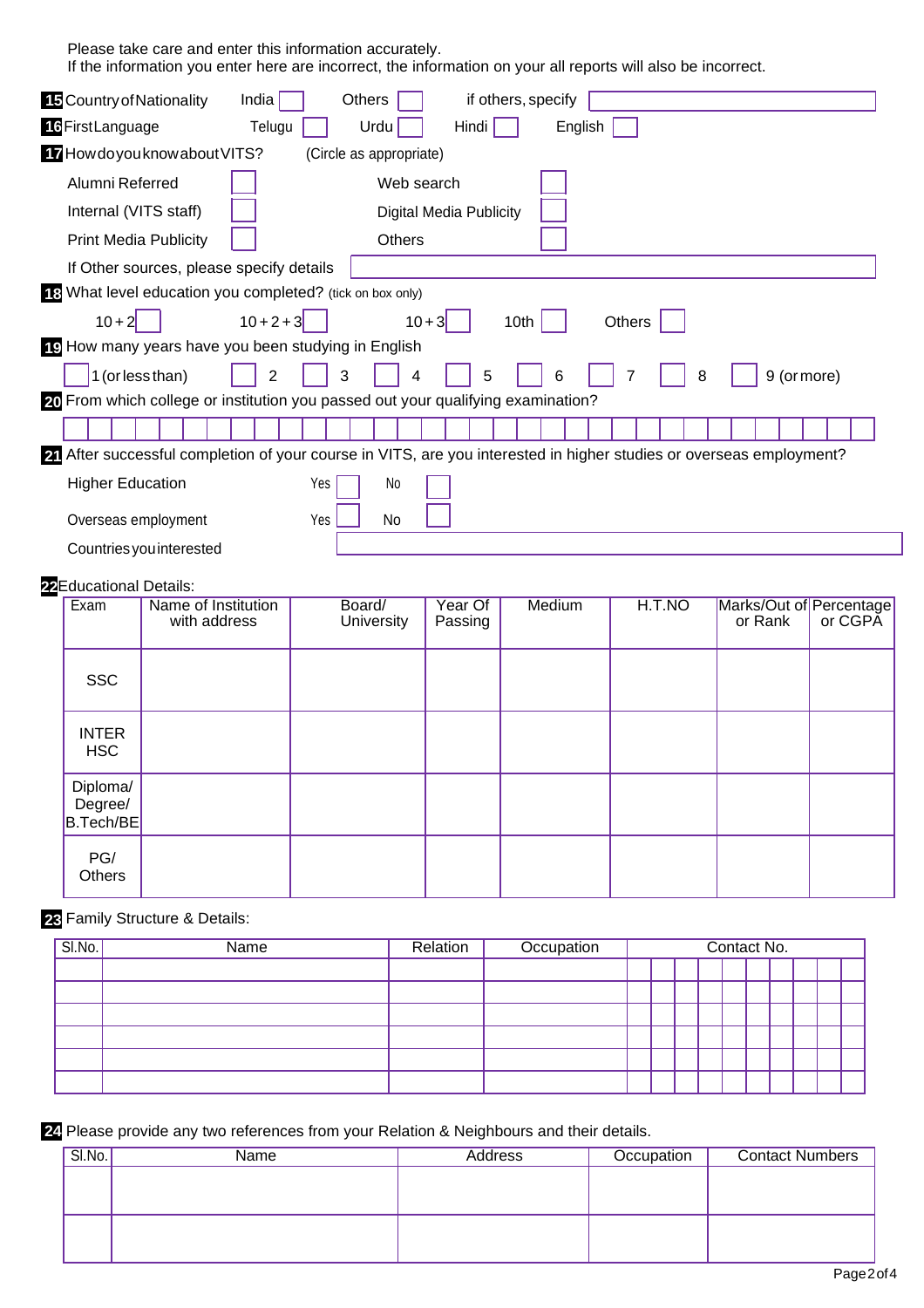Please take care and enter this information accurately.
If the information you enter here are incorrect, the information on your all reports will also be incorrect.

**15** Country of Nationality India ☐ Others ☐ if others, specify ________________

**16** First Language Telugu ☐ Urdu ☐ Hindi ☐ English ☐

**17** How do you know about VITS? (Circle as appropriate)

Alumni Referred ☐ Web search ☐

Internal (VITS staff) ☐ Digital Media Publicity ☐

Print Media Publicity ☐ Others ☐

If Other sources, please specify details ________________

**18** What level education you completed? (tick on box only)

10+2 ☐ 10+2+3 ☐ 10+3 ☐ 10th ☐ Others ☐

**19** How many years have you been studying in English

☐ 1 (or less than) ☐ 2 ☐ 3 ☐ 4 ☐ 5 ☐ 6 ☐ 7 ☐ 8 ☐ 9 (or more)

**20** From which college or institution you passed out your qualifying examination?

________________

**21** After successful completion of your course in VITS, are you interested in higher studies or overseas employment?

Higher Education Yes ☐ No ☐

Overseas employment Yes ☐ No ☐

Countries you interested ________________

**22** Educational Details:

| Exam | Name of Institution with address | Board/ University | Year Of Passing | Medium | H.T.NO | Marks/Out of or Rank | Percentage or CGPA |
|---|---|---|---|---|---|---|---|
| SSC | | | | | | | |
| INTER HSC | | | | | | | |
| Diploma/ Degree/ B.Tech/BE | | | | | | | |
| PG/ Others | | | | | | | |

**23** Family Structure & Details:

| Sl.No. | Name | Relation | Occupation | Contact No. |
|---|---|---|---|---|
| | | | | |
| | | | | |
| | | | | |
| | | | | |
| | | | | |
| | | | | |

**24** Please provide any two references from your Relation & Neighbours and their details.

| Sl.No. | Name | Address | Occupation | Contact Numbers |
|---|---|---|---|---|
| | | | | |
| | | | | |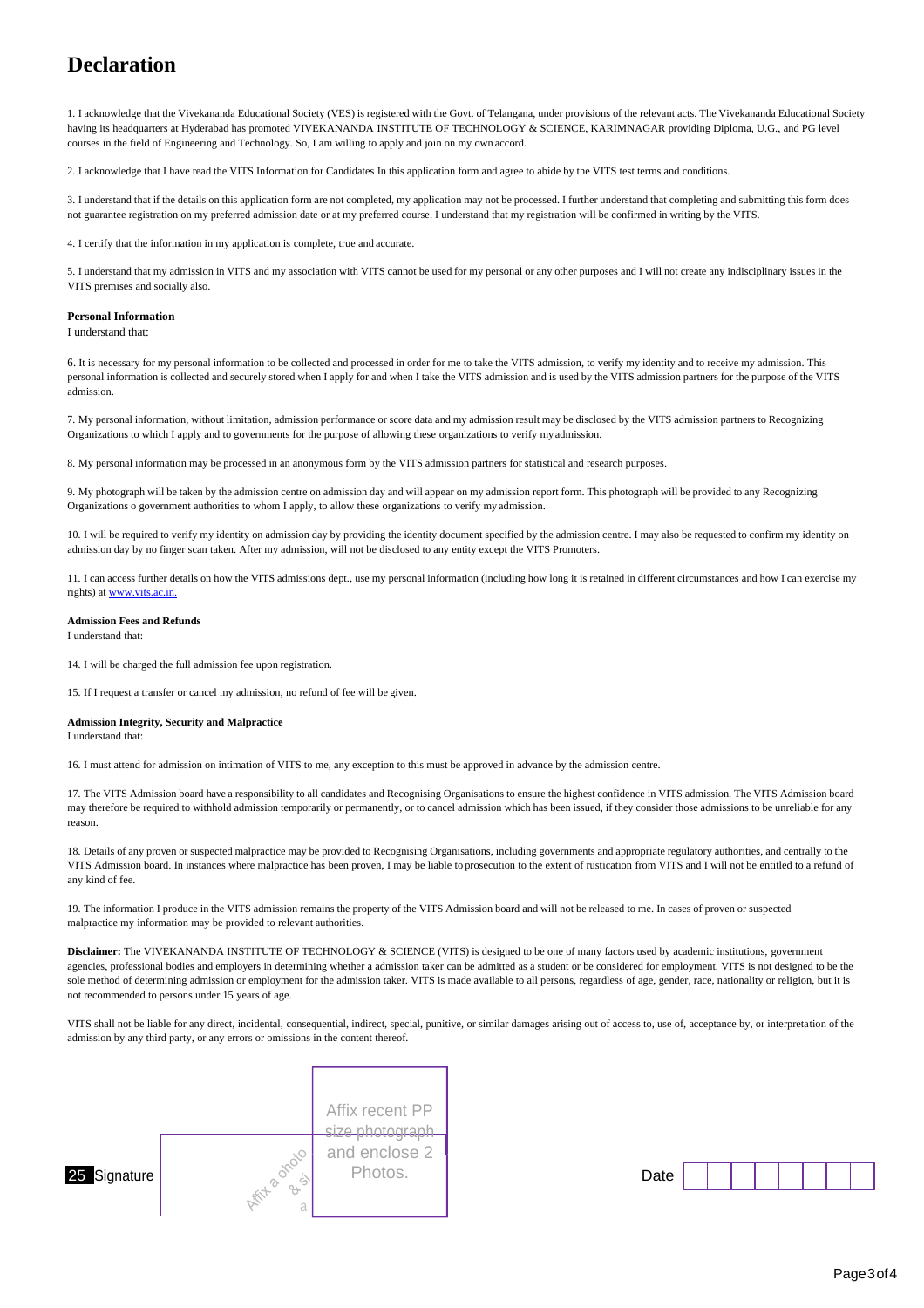# Declaration

1. I acknowledge that the Vivekananda Educational Society (VES) is registered with the Govt. of Telangana, under provisions of the relevant acts. The Vivekananda Educational Society having its headquarters at Hyderabad has promoted VIVEKANANDA INSTITUTE OF TECHNOLOGY & SCIENCE, KARIMNAGAR providing Diploma, U.G., and PG level courses in the field of Engineering and Technology. So, I am willing to apply and join on my own accord.

2. I acknowledge that I have read the VITS Information for Candidates In this application form and agree to abide by the VITS test terms and conditions.

3. I understand that if the details on this application form are not completed, my application may not be processed. I further understand that completing and submitting this form does not guarantee registration on my preferred admission date or at my preferred course. I understand that my registration will be confirmed in writing by the VITS.

4. I certify that the information in my application is complete, true and accurate.

5. I understand that my admission in VITS and my association with VITS cannot be used for my personal or any other purposes and I will not create any indisciplinary issues in the VITS premises and socially also.

**Personal Information**

I understand that:

6. It is necessary for my personal information to be collected and processed in order for me to take the VITS admission, to verify my identity and to receive my admission. This personal information is collected and securely stored when I apply for and when I take the VITS admission and is used by the VITS admission partners for the purpose of the VITS admission.

7. My personal information, without limitation, admission performance or score data and my admission result may be disclosed by the VITS admission partners to Recognizing Organizations to which I apply and to governments for the purpose of allowing these organizations to verify my admission.

8. My personal information may be processed in an anonymous form by the VITS admission partners for statistical and research purposes.

9. My photograph will be taken by the admission centre on admission day and will appear on my admission report form. This photograph will be provided to any Recognizing Organizations o government authorities to whom I apply, to allow these organizations to verify my admission.

10. I will be required to verify my identity on admission day by providing the identity document specified by the admission centre. I may also be requested to confirm my identity on admission day by no finger scan taken. After my admission, will not be disclosed to any entity except the VITS Promoters.

11. I can access further details on how the VITS admissions dept., use my personal information (including how long it is retained in different circumstances and how I can exercise my rights) at www.vits.ac.in.

**Admission Fees and Refunds**

I understand that:

14. I will be charged the full admission fee upon registration.

15. If I request a transfer or cancel my admission, no refund of fee will be given.

**Admission Integrity, Security and Malpractice**

I understand that:

16. I must attend for admission on intimation of VITS to me, any exception to this must be approved in advance by the admission centre.

17. The VITS Admission board have a responsibility to all candidates and Recognising Organisations to ensure the highest confidence in VITS admission. The VITS Admission board may therefore be required to withhold admission temporarily or permanently, or to cancel admission which has been issued, if they consider those admissions to be unreliable for any reason.

18. Details of any proven or suspected malpractice may be provided to Recognising Organisations, including governments and appropriate regulatory authorities, and centrally to the VITS Admission board. In instances where malpractice has been proven, I may be liable to prosecution to the extent of rustication from VITS and I will not be entitled to a refund of any kind of fee.

19. The information I produce in the VITS admission remains the property of the VITS Admission board and will not be released to me. In cases of proven or suspected malpractice my information may be provided to relevant authorities.

**Disclaimer:** The VIVEKANANDA INSTITUTE OF TECHNOLOGY & SCIENCE (VITS) is designed to be one of many factors used by academic institutions, government agencies, professional bodies and employers in determining whether a admission taker can be admitted as a student or be considered for employment. VITS is not designed to be the sole method of determining admission or employment for the admission taker. VITS is made available to all persons, regardless of age, gender, race, nationality or religion, but it is not recommended to persons under 15 years of age.

VITS shall not be liable for any direct, incidental, consequential, indirect, special, punitive, or similar damages arising out of access to, use of, acceptance by, or interpretation of the admission by any third party, or any errors or omissions in the content thereof.

Affix recent PP size photograph and enclose 2 Photos.

25 Signature

Date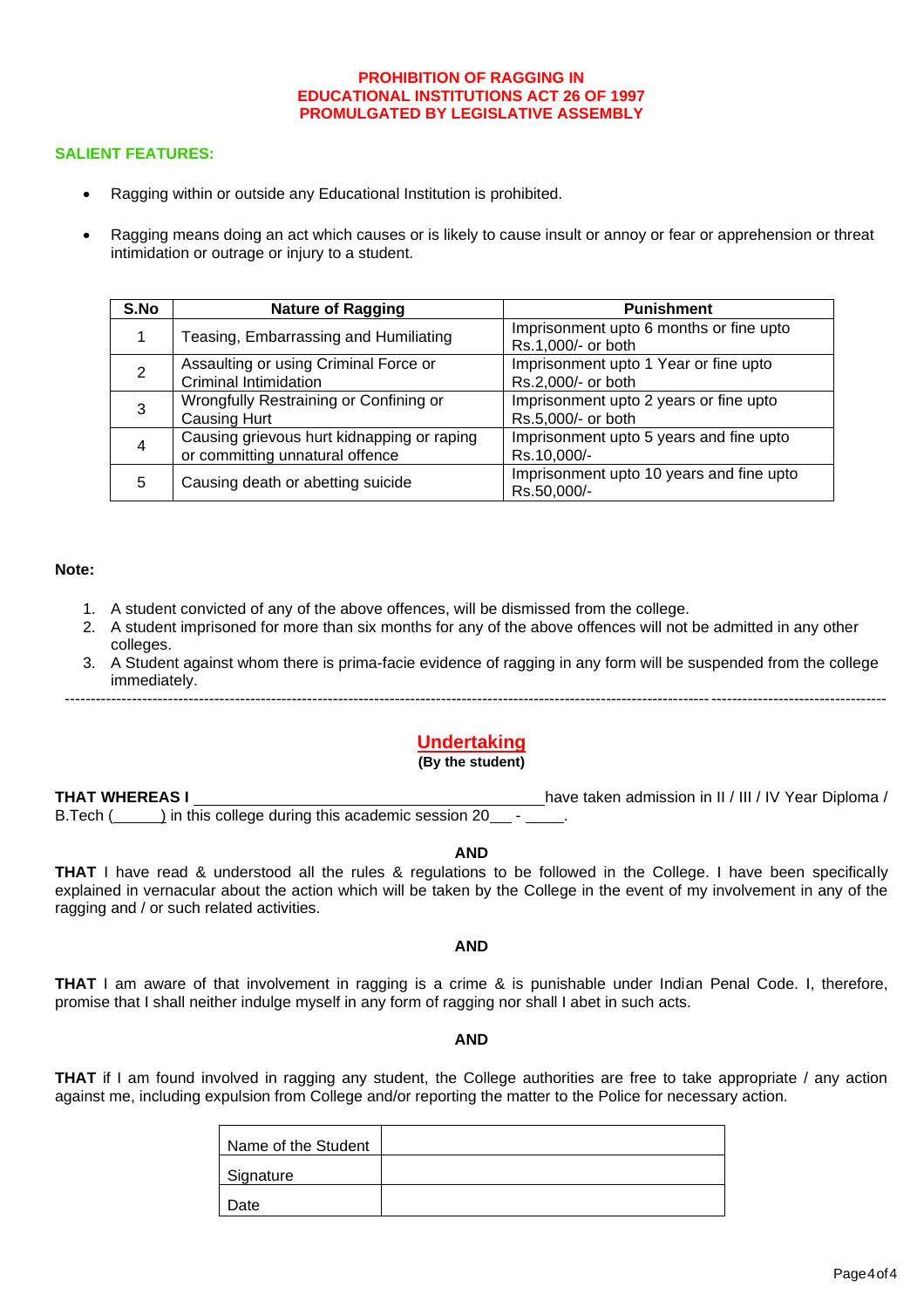**PROHIBITION OF RAGGING IN EDUCATIONAL INSTITUTIONS ACT 26 OF 1997 PROMULGATED BY LEGISLATIVE ASSEMBLY**

**SALIENT FEATURES:**

- Ragging within or outside any Educational Institution is prohibited.
- Ragging means doing an act which causes or is likely to cause insult or annoy or fear or apprehension or threat intimidation or outrage or injury to a student.

| S.No | Nature of Ragging | Punishment |
|---|---|---|
| 1 | Teasing, Embarrassing and Humiliating | Imprisonment upto 6 months or fine upto Rs.1,000/- or both |
| 2 | Assaulting or using Criminal Force or Criminal Intimidation | Imprisonment upto 1 Year or fine upto Rs.2,000/- or both |
| 3 | Wrongfully Restraining or Confining or Causing Hurt | Imprisonment upto 2 years or fine upto Rs.5,000/- or both |
| 4 | Causing grievous hurt kidnapping or raping or committing unnatural offence | Imprisonment upto 5 years and fine upto Rs.10,000/- |
| 5 | Causing death or abetting suicide | Imprisonment upto 10 years and fine upto Rs.50,000/- |

**Note:**

1. A student convicted of any of the above offences, will be dismissed from the college.
2. A student imprisoned for more than six months for any of the above offences will not be admitted in any other colleges.
3. A Student against whom there is prima-facie evidence of ragging in any form will be suspended from the college immediately.

---

## Undertaking

**(By the student)**

**THAT WHEREAS I** ________________________________ have taken admission in II / III / IV Year Diploma / B.Tech (______) in this college during this academic session 20___ - _____.

**AND**

**THAT** I have read & understood all the rules & regulations to be followed in the College. I have been specifically explained in vernacular about the action which will be taken by the College in the event of my involvement in any of the ragging and / or such related activities.

**AND**

**THAT** I am aware of that involvement in ragging is a crime & is punishable under Indian Penal Code. I, therefore, promise that I shall neither indulge myself in any form of ragging nor shall I abet in such acts.

**AND**

**THAT** if I am found involved in ragging any student, the College authorities are free to take appropriate / any action against me, including expulsion from College and/or reporting the matter to the Police for necessary action.

| | |
|---|---|
| Name of the Student | |
| Signature | |
| Date | |